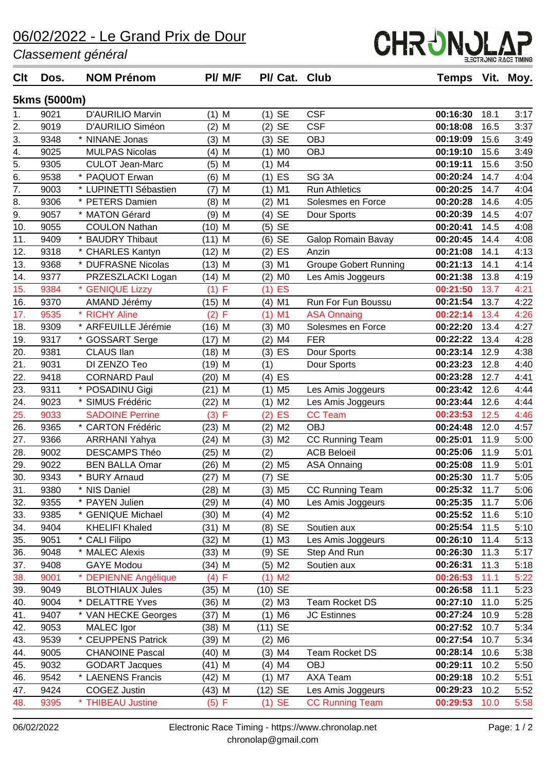# 06/02/2022 - Le Grand Prix de Dour

*Classement général*

CHRONOLAP ELECTRONIC RACE TIMING

## 5kms (5000m)

| Clt | Dos. | NOM Prénom | Pl/ M/F | Pl/ Cat. | Club | Temps | Vit. | Moy. |
|---|---|---|---|---|---|---|---|---|
| 1. | 9021 | D'AURILIO Marvin | (1) M | (1) SE | CSF | **00:16:30** | 18.1 | 3:17 |
| 2. | 9019 | D'AURILIO Siméon | (2) M | (2) SE | CSF | **00:18:08** | 16.5 | 3:37 |
| 3. | 9348 | * NINANE Jonas | (3) M | (3) SE | OBJ | **00:19:09** | 15.6 | 3:49 |
| 4. | 9025 | MULPAS Nicolas | (4) M | (1) M0 | OBJ | **00:19:10** | 15.6 | 3:49 |
| 5. | 9305 | CULOT Jean-Marc | (5) M | (1) M4 | | **00:19:11** | 15.6 | 3:50 |
| 6. | 9538 | * PAQUOT Erwan | (6) M | (1) ES | SG 3A | **00:20:24** | 14.7 | 4:04 |
| 7. | 9003 | * LUPINETTI Sébastien | (7) M | (1) M1 | Run Athletics | **00:20:25** | 14.7 | 4:04 |
| 8. | 9306 | * PETERS Damien | (8) M | (2) M1 | Solesmes en Force | **00:20:28** | 14.6 | 4:05 |
| 9. | 9057 | * MATON Gérard | (9) M | (4) SE | Dour Sports | **00:20:39** | 14.5 | 4:07 |
| 10. | 9055 | COULON Nathan | (10) M | (5) SE | | **00:20:41** | 14.5 | 4:08 |
| 11. | 9409 | * BAUDRY Thibaut | (11) M | (6) SE | Galop Romain Bavay | **00:20:45** | 14.4 | 4:08 |
| 12. | 9318 | * CHARLES Kantyn | (12) M | (2) ES | Anzin | **00:21:08** | 14.1 | 4:13 |
| 13. | 9368 | * DUFRASNE Nicolas | (13) M | (3) M1 | Groupe Gobert Running | **00:21:13** | 14.1 | 4:14 |
| 14. | 9377 | PRZESZLACKI Logan | (14) M | (2) M0 | Les Amis Joggeurs | **00:21:38** | 13.8 | 4:19 |
| 15. | 9384 | * GENIQUE Lizzy | (1) F | (1) ES | | **00:21:50** | 13.7 | 4:21 |
| 16. | 9370 | AMAND Jérémy | (15) M | (4) M1 | Run For Fun Boussu | **00:21:54** | 13.7 | 4:22 |
| 17. | 9535 | * RICHY Aline | (2) F | (1) M1 | ASA Onnaing | **00:22:14** | 13.4 | 4:26 |
| 18. | 9309 | * ARFEUILLE Jérémie | (16) M | (3) M0 | Solesmes en Force | **00:22:20** | 13.4 | 4:27 |
| 19. | 9317 | * GOSSART Serge | (17) M | (2) M4 | FER | **00:22:22** | 13.4 | 4:28 |
| 20. | 9381 | CLAUS Ilan | (18) M | (3) ES | Dour Sports | **00:23:14** | 12.9 | 4:38 |
| 21. | 9031 | DI ZENZO Teo | (19) M | (1) | Dour Sports | **00:23:23** | 12.8 | 4:40 |
| 22. | 9418 | CORNARD Paul | (20) M | (4) ES | | **00:23:28** | 12.7 | 4:41 |
| 23. | 9311 | * POSADINU Gigi | (21) M | (1) M5 | Les Amis Joggeurs | **00:23:42** | 12.6 | 4:44 |
| 24. | 9023 | * SIMUS Frédéric | (22) M | (1) M2 | Les Amis Joggeurs | **00:23:44** | 12.6 | 4:44 |
| 25. | 9033 | SADOINE Perrine | (3) F | (2) ES | CC Team | **00:23:53** | 12.5 | 4:46 |
| 26. | 9365 | * CARTON Frédéric | (23) M | (2) M2 | OBJ | **00:24:48** | 12.0 | 4:57 |
| 27. | 9366 | ARRHANI Yahya | (24) M | (3) M2 | CC Running Team | **00:25:01** | 11.9 | 5:00 |
| 28. | 9002 | DESCAMPS Théo | (25) M | (2) | ACB Beloeil | **00:25:06** | 11.9 | 5:01 |
| 29. | 9022 | BEN BALLA Omar | (26) M | (2) M5 | ASA Onnaing | **00:25:08** | 11.9 | 5:01 |
| 30. | 9343 | * BURY Arnaud | (27) M | (7) SE | | **00:25:30** | 11.7 | 5:05 |
| 31. | 9380 | * NIS Daniel | (28) M | (3) M5 | CC Running Team | **00:25:32** | 11.7 | 5:06 |
| 32. | 9355 | * PAYEN Julien | (29) M | (4) M0 | Les Amis Joggeurs | **00:25:35** | 11.7 | 5:06 |
| 33. | 9385 | * GENIQUE Michael | (30) M | (4) M2 | | **00:25:52** | 11.6 | 5:10 |
| 34. | 9404 | KHELIFI Khaled | (31) M | (8) SE | Soutien aux | **00:25:54** | 11.5 | 5:10 |
| 35. | 9051 | * CALI Filipo | (32) M | (1) M3 | Les Amis Joggeurs | **00:26:10** | 11.4 | 5:13 |
| 36. | 9048 | * MALEC Alexis | (33) M | (9) SE | Step And Run | **00:26:30** | 11.3 | 5:17 |
| 37. | 9408 | GAYE Modou | (34) M | (5) M2 | Soutien aux | **00:26:31** | 11.3 | 5:18 |
| 38. | 9001 | * DEPIENNE Angélique | (4) F | (1) M2 | | **00:26:53** | 11.1 | 5:22 |
| 39. | 9049 | BLOTHIAUX Jules | (35) M | (10) SE | | **00:26:58** | 11.1 | 5:23 |
| 40. | 9004 | * DELATTRE Yves | (36) M | (2) M3 | Team Rocket DS | **00:27:10** | 11.0 | 5:25 |
| 41. | 9407 | * VAN HECKE Georges | (37) M | (1) M6 | JC Estinnes | **00:27:24** | 10.9 | 5:28 |
| 42. | 9053 | MALEC Igor | (38) M | (11) SE | | **00:27:52** | 10.7 | 5:34 |
| 43. | 9539 | * CEUPPENS Patrick | (39) M | (2) M6 | | **00:27:54** | 10.7 | 5:34 |
| 44. | 9005 | CHANOINE Pascal | (40) M | (3) M4 | Team Rocket DS | **00:28:14** | 10.6 | 5:38 |
| 45. | 9032 | GODART Jacques | (41) M | (4) M4 | OBJ | **00:29:11** | 10.2 | 5:50 |
| 46. | 9542 | * LAENENS Francis | (42) M | (1) M7 | AXA Team | **00:29:18** | 10.2 | 5:51 |
| 47. | 9424 | COGEZ Justin | (43) M | (12) SE | Les Amis Joggeurs | **00:29:23** | 10.2 | 5:52 |
| 48. | 9395 | * THIBEAU Justine | (5) F | (1) SE | CC Running Team | **00:29:53** | 10.0 | 5:58 |

06/02/2022 — Electronic Race Timing - https://www.chronolap.net
chronolap@gmail.com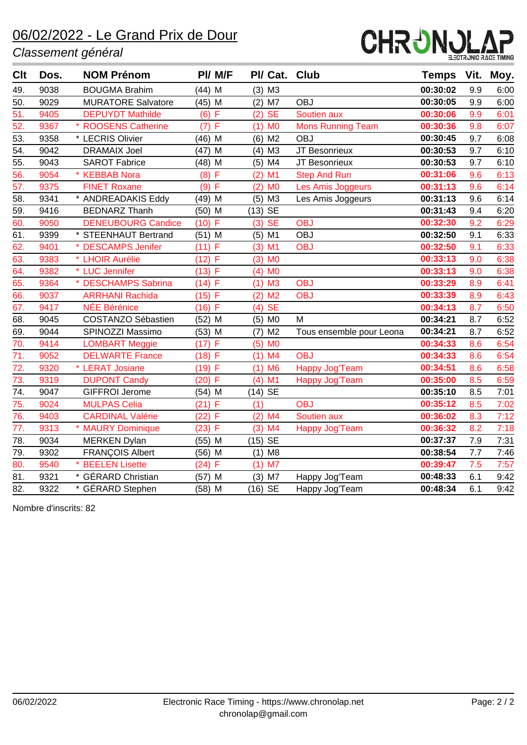# 06/02/2022 - Le Grand Prix de Dour

*Classement général*

| Clt | Dos. | NOM Prénom | Pl/ M/F | Pl/ Cat. | Club | Temps | Vit. | Moy. |
|---|---|---|---|---|---|---|---|---|
| 49. | 9038 | BOUGMA Brahim | (44) M | (3) M3 | | **00:30:02** | 9.9 | 6:00 |
| 50. | 9029 | MURATORE Salvatore | (45) M | (2) M7 | OBJ | **00:30:05** | 9.9 | 6:00 |
| 51. | 9405 | DEPUYDT Mathilde | (6) F | (2) SE | Soutien aux | **00:30:06** | 9.9 | 6:01 |
| 52. | 9367 | * ROOSENS Catherine | (7) F | (1) M0 | Mons Running Team | **00:30:36** | 9.8 | 6:07 |
| 53. | 9358 | * LECRIS Olivier | (46) M | (6) M2 | OBJ | **00:30:45** | 9.7 | 6:08 |
| 54. | 9042 | DRAMAIX Joel | (47) M | (4) M3 | JT Besonrieux | **00:30:53** | 9.7 | 6:10 |
| 55. | 9043 | SAROT Fabrice | (48) M | (5) M4 | JT Besonrieux | **00:30:53** | 9.7 | 6:10 |
| 56. | 9054 | * KEBBAB Nora | (8) F | (2) M1 | Step And Run | **00:31:06** | 9.6 | 6:13 |
| 57. | 9375 | FINET Roxane | (9) F | (2) M0 | Les Amis Joggeurs | **00:31:13** | 9.6 | 6:14 |
| 58. | 9341 | * ANDREADAKIS Eddy | (49) M | (5) M3 | Les Amis Joggeurs | **00:31:13** | 9.6 | 6:14 |
| 59. | 9416 | BEDNARZ Thanh | (50) M | (13) SE | | **00:31:43** | 9.4 | 6:20 |
| 60. | 9050 | DENEUBOURG Candice | (10) F | (3) SE | OBJ | **00:32:30** | 9.2 | 6:29 |
| 61. | 9399 | * STEENHAUT Bertrand | (51) M | (5) M1 | OBJ | **00:32:50** | 9.1 | 6:33 |
| 62. | 9401 | * DESCAMPS Jenifer | (11) F | (3) M1 | OBJ | **00:32:50** | 9.1 | 6:33 |
| 63. | 9383 | * LHOIR Aurélie | (12) F | (3) M0 | | **00:33:13** | 9.0 | 6:38 |
| 64. | 9382 | * LUC Jennifer | (13) F | (4) M0 | | **00:33:13** | 9.0 | 6:38 |
| 65. | 9364 | * DESCHAMPS Sabrina | (14) F | (1) M3 | OBJ | **00:33:29** | 8.9 | 6:41 |
| 66. | 9037 | ARRHANI Rachida | (15) F | (2) M2 | OBJ | **00:33:39** | 8.9 | 6:43 |
| 67. | 9417 | NÉE Bérénice | (16) F | (4) SE | | **00:34:13** | 8.7 | 6:50 |
| 68. | 9045 | COSTANZO Sébastien | (52) M | (5) M0 | M | **00:34:21** | 8.7 | 6:52 |
| 69. | 9044 | SPINOZZI Massimo | (53) M | (7) M2 | Tous ensemble pour Leona | **00:34:21** | 8.7 | 6:52 |
| 70. | 9414 | LOMBART Meggie | (17) F | (5) M0 | | **00:34:33** | 8.6 | 6:54 |
| 71. | 9052 | DELWARTE France | (18) F | (1) M4 | OBJ | **00:34:33** | 8.6 | 6:54 |
| 72. | 9320 | * LERAT Josiane | (19) F | (1) M6 | Happy Jog'Team | **00:34:51** | 8.6 | 6:58 |
| 73. | 9319 | DUPONT Candy | (20) F | (4) M1 | Happy Jog'Team | **00:35:00** | 8.5 | 6:59 |
| 74. | 9047 | GIFFROI Jerome | (54) M | (14) SE | | **00:35:10** | 8.5 | 7:01 |
| 75. | 9024 | MULPAS Celia | (21) F | (1) | OBJ | **00:35:12** | 8.5 | 7:02 |
| 76. | 9403 | CARDINAL Valérie | (22) F | (2) M4 | Soutien aux | **00:36:02** | 8.3 | 7:12 |
| 77. | 9313 | * MAURY Dominique | (23) F | (3) M4 | Happy Jog'Team | **00:36:32** | 8.2 | 7:18 |
| 78. | 9034 | MERKEN Dylan | (55) M | (15) SE | | **00:37:37** | 7.9 | 7:31 |
| 79. | 9302 | FRANÇOIS Albert | (56) M | (1) M8 | | **00:38:54** | 7.7 | 7:46 |
| 80. | 9540 | * BEELEN Lisette | (24) F | (1) M7 | | **00:39:47** | 7.5 | 7:57 |
| 81. | 9321 | * GÉRARD Christian | (57) M | (3) M7 | Happy Jog'Team | **00:48:33** | 6.1 | 9:42 |
| 82. | 9322 | * GÉRARD Stephen | (58) M | (16) SE | Happy Jog'Team | **00:48:34** | 6.1 | 9:42 |

Nombre d'inscrits: 82